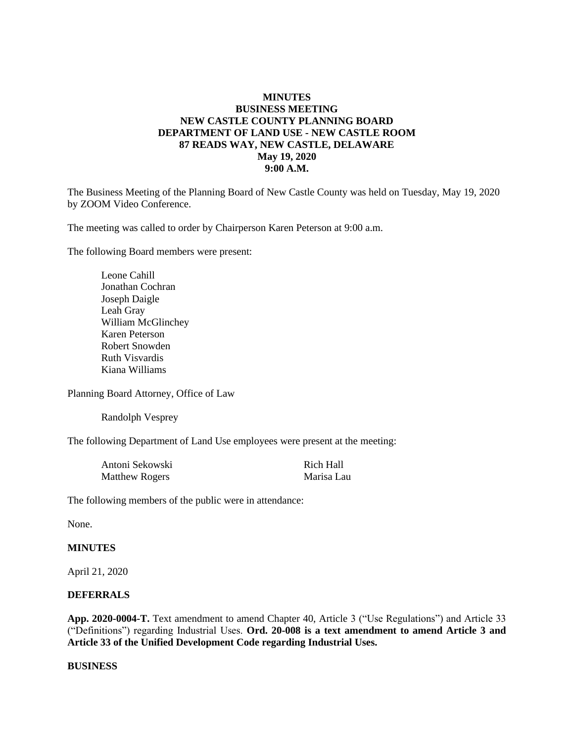# MINUTES
## BUSINESS MEETING
## NEW CASTLE COUNTY PLANNING BOARD
## DEPARTMENT OF LAND USE - NEW CASTLE ROOM
## 87 READS WAY, NEW CASTLE, DELAWARE
## May 19, 2020
## 9:00 A.M.

The Business Meeting of the Planning Board of New Castle County was held on Tuesday, May 19, 2020 by ZOOM Video Conference.

The meeting was called to order by Chairperson Karen Peterson at 9:00 a.m.

The following Board members were present:

- Leone Cahill
- Jonathan Cochran
- Joseph Daigle
- Leah Gray
- William McGlinchey
- Karen Peterson
- Robert Snowden
- Ruth Visvardis
- Kiana Williams

Planning Board Attorney, Office of Law

- Randolph Vesprey

The following Department of Land Use employees were present at the meeting:

- Antoni Sekowski
- Matthew Rogers
- Rich Hall
- Marisa Lau

The following members of the public were in attendance:

None.

**MINUTES**

April 21, 2020

**DEFERRALS**

**App. 2020-0004-T.** Text amendment to amend Chapter 40, Article 3 ("Use Regulations") and Article 33 ("Definitions") regarding Industrial Uses. **Ord. 20-008 is a text amendment to amend Article 3 and Article 33 of the Unified Development Code regarding Industrial Uses.**

**BUSINESS**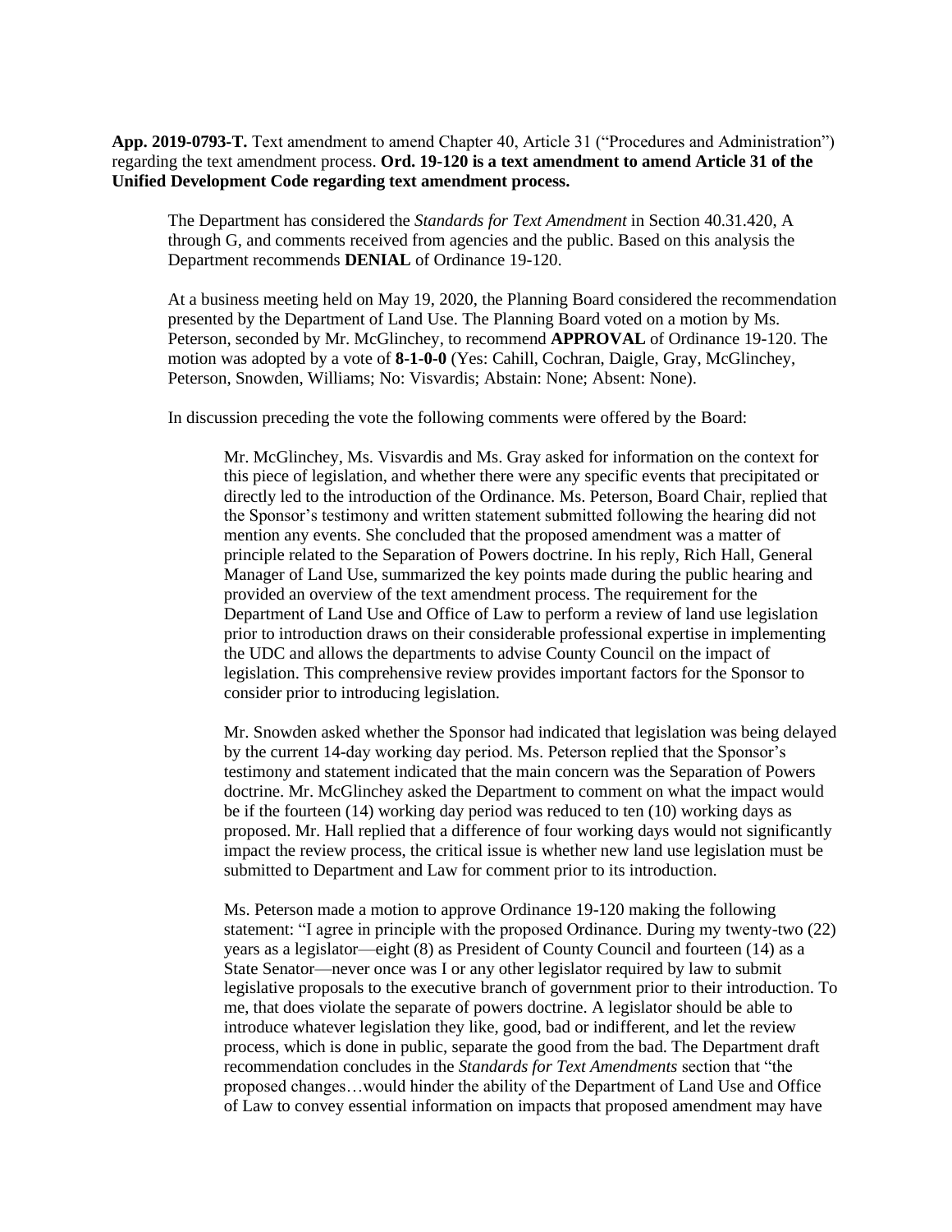**App. 2019-0793-T.** Text amendment to amend Chapter 40, Article 31 ("Procedures and Administration") regarding the text amendment process. **Ord. 19-120 is a text amendment to amend Article 31 of the Unified Development Code regarding text amendment process.**

> The Department has considered the *Standards for Text Amendment* in Section 40.31.420, A through G, and comments received from agencies and the public. Based on this analysis the Department recommends **DENIAL** of Ordinance 19-120.
>
> At a business meeting held on May 19, 2020, the Planning Board considered the recommendation presented by the Department of Land Use. The Planning Board voted on a motion by Ms. Peterson, seconded by Mr. McGlinchey, to recommend **APPROVAL** of Ordinance 19-120. The motion was adopted by a vote of **8-1-0-0** (Yes: Cahill, Cochran, Daigle, Gray, McGlinchey, Peterson, Snowden, Williams; No: Visvardis; Abstain: None; Absent: None).
>
> In discussion preceding the vote the following comments were offered by the Board:
>
> > Mr. McGlinchey, Ms. Visvardis and Ms. Gray asked for information on the context for this piece of legislation, and whether there were any specific events that precipitated or directly led to the introduction of the Ordinance. Ms. Peterson, Board Chair, replied that the Sponsor's testimony and written statement submitted following the hearing did not mention any events. She concluded that the proposed amendment was a matter of principle related to the Separation of Powers doctrine. In his reply, Rich Hall, General Manager of Land Use, summarized the key points made during the public hearing and provided an overview of the text amendment process. The requirement for the Department of Land Use and Office of Law to perform a review of land use legislation prior to introduction draws on their considerable professional expertise in implementing the UDC and allows the departments to advise County Council on the impact of legislation. This comprehensive review provides important factors for the Sponsor to consider prior to introducing legislation.
> >
> > Mr. Snowden asked whether the Sponsor had indicated that legislation was being delayed by the current 14-day working day period. Ms. Peterson replied that the Sponsor's testimony and statement indicated that the main concern was the Separation of Powers doctrine. Mr. McGlinchey asked the Department to comment on what the impact would be if the fourteen (14) working day period was reduced to ten (10) working days as proposed. Mr. Hall replied that a difference of four working days would not significantly impact the review process, the critical issue is whether new land use legislation must be submitted to Department and Law for comment prior to its introduction.
> >
> > Ms. Peterson made a motion to approve Ordinance 19-120 making the following statement: "I agree in principle with the proposed Ordinance. During my twenty-two (22) years as a legislator—eight (8) as President of County Council and fourteen (14) as a State Senator—never once was I or any other legislator required by law to submit legislative proposals to the executive branch of government prior to their introduction. To me, that does violate the separate of powers doctrine. A legislator should be able to introduce whatever legislation they like, good, bad or indifferent, and let the review process, which is done in public, separate the good from the bad. The Department draft recommendation concludes in the *Standards for Text Amendments* section that "the proposed changes…would hinder the ability of the Department of Land Use and Office of Law to convey essential information on impacts that proposed amendment may have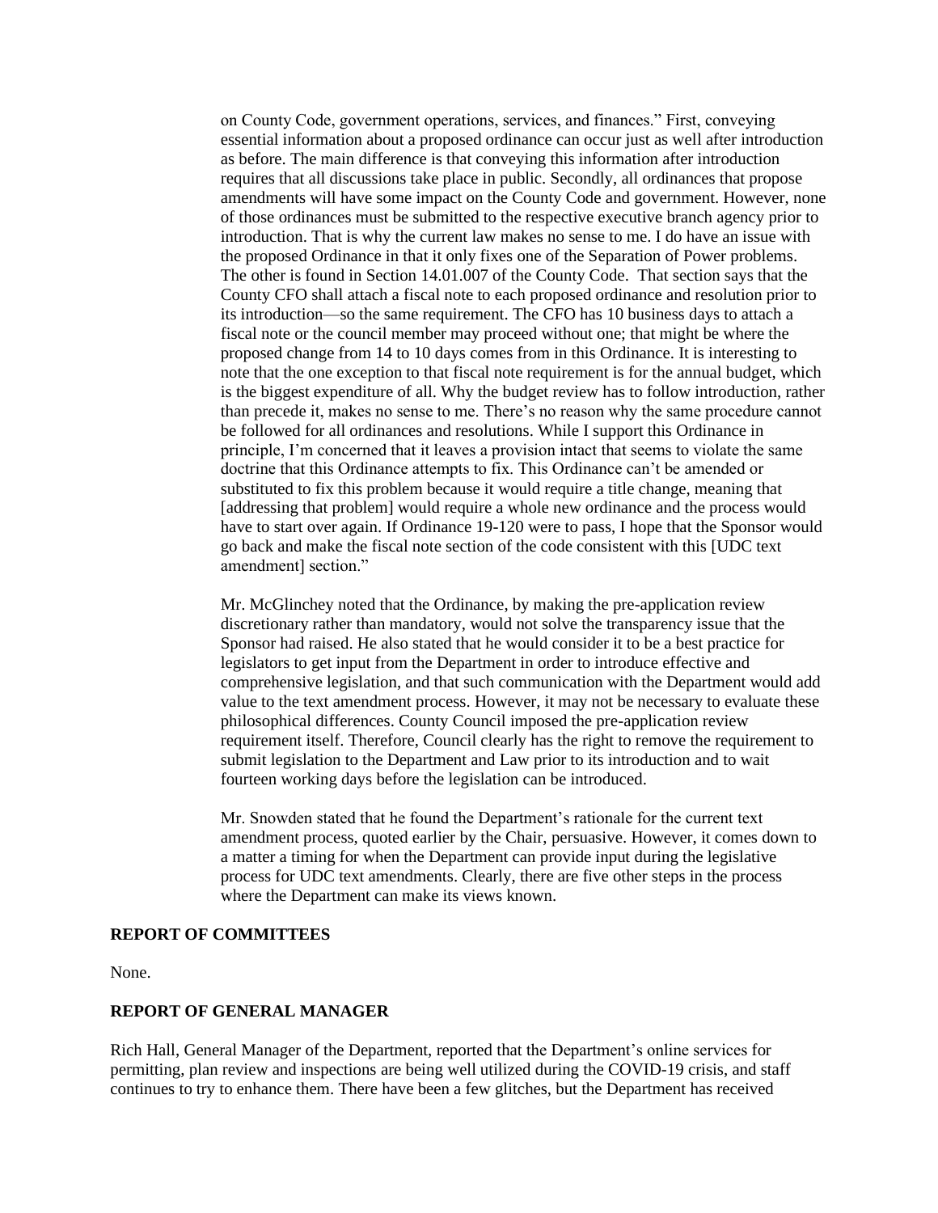on County Code, government operations, services, and finances." First, conveying essential information about a proposed ordinance can occur just as well after introduction as before. The main difference is that conveying this information after introduction requires that all discussions take place in public. Secondly, all ordinances that propose amendments will have some impact on the County Code and government. However, none of those ordinances must be submitted to the respective executive branch agency prior to introduction. That is why the current law makes no sense to me. I do have an issue with the proposed Ordinance in that it only fixes one of the Separation of Power problems. The other is found in Section 14.01.007 of the County Code. That section says that the County CFO shall attach a fiscal note to each proposed ordinance and resolution prior to its introduction—so the same requirement. The CFO has 10 business days to attach a fiscal note or the council member may proceed without one; that might be where the proposed change from 14 to 10 days comes from in this Ordinance. It is interesting to note that the one exception to that fiscal note requirement is for the annual budget, which is the biggest expenditure of all. Why the budget review has to follow introduction, rather than precede it, makes no sense to me. There's no reason why the same procedure cannot be followed for all ordinances and resolutions. While I support this Ordinance in principle, I'm concerned that it leaves a provision intact that seems to violate the same doctrine that this Ordinance attempts to fix. This Ordinance can't be amended or substituted to fix this problem because it would require a title change, meaning that [addressing that problem] would require a whole new ordinance and the process would have to start over again. If Ordinance 19-120 were to pass, I hope that the Sponsor would go back and make the fiscal note section of the code consistent with this [UDC text amendment] section."

Mr. McGlinchey noted that the Ordinance, by making the pre-application review discretionary rather than mandatory, would not solve the transparency issue that the Sponsor had raised. He also stated that he would consider it to be a best practice for legislators to get input from the Department in order to introduce effective and comprehensive legislation, and that such communication with the Department would add value to the text amendment process. However, it may not be necessary to evaluate these philosophical differences. County Council imposed the pre-application review requirement itself. Therefore, Council clearly has the right to remove the requirement to submit legislation to the Department and Law prior to its introduction and to wait fourteen working days before the legislation can be introduced.

Mr. Snowden stated that he found the Department's rationale for the current text amendment process, quoted earlier by the Chair, persuasive. However, it comes down to a matter a timing for when the Department can provide input during the legislative process for UDC text amendments. Clearly, there are five other steps in the process where the Department can make its views known.

## REPORT OF COMMITTEES

None.

## REPORT OF GENERAL MANAGER

Rich Hall, General Manager of the Department, reported that the Department's online services for permitting, plan review and inspections are being well utilized during the COVID-19 crisis, and staff continues to try to enhance them. There have been a few glitches, but the Department has received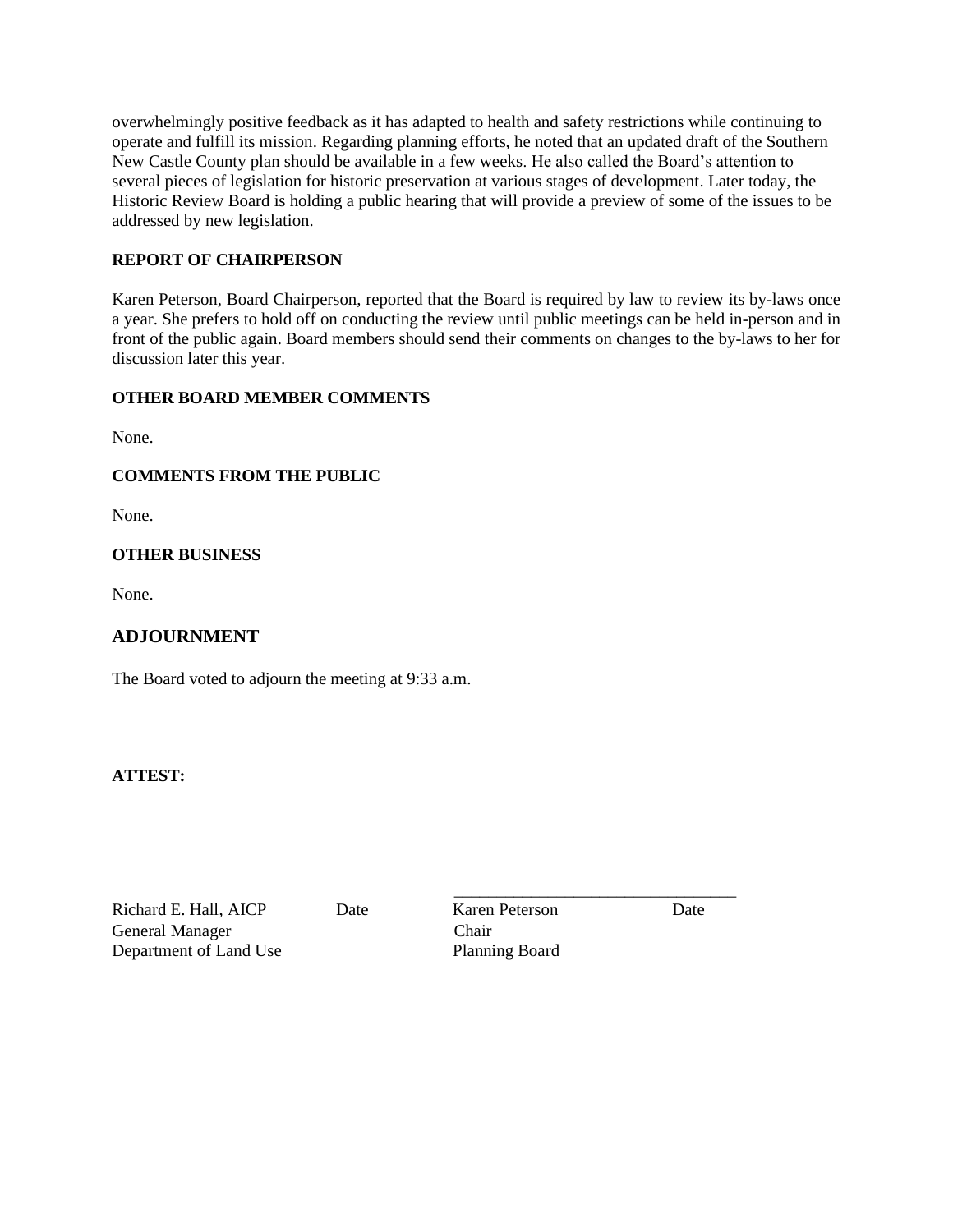overwhelmingly positive feedback as it has adapted to health and safety restrictions while continuing to operate and fulfill its mission. Regarding planning efforts, he noted that an updated draft of the Southern New Castle County plan should be available in a few weeks. He also called the Board's attention to several pieces of legislation for historic preservation at various stages of development. Later today, the Historic Review Board is holding a public hearing that will provide a preview of some of the issues to be addressed by new legislation.

**REPORT OF CHAIRPERSON**

Karen Peterson, Board Chairperson, reported that the Board is required by law to review its by-laws once a year. She prefers to hold off on conducting the review until public meetings can be held in-person and in front of the public again. Board members should send their comments on changes to the by-laws to her for discussion later this year.

**OTHER BOARD MEMBER COMMENTS**

None.

**COMMENTS FROM THE PUBLIC**

None.

**OTHER BUSINESS**

None.

## ADJOURNMENT

The Board voted to adjourn the meeting at 9:33 a.m.

**ATTEST:**

| | | | |
|---|---|---|---|
| Richard E. Hall, AICP | Date | Karen Peterson | Date |
| General Manager | | Chair | |
| Department of Land Use | | Planning Board | |